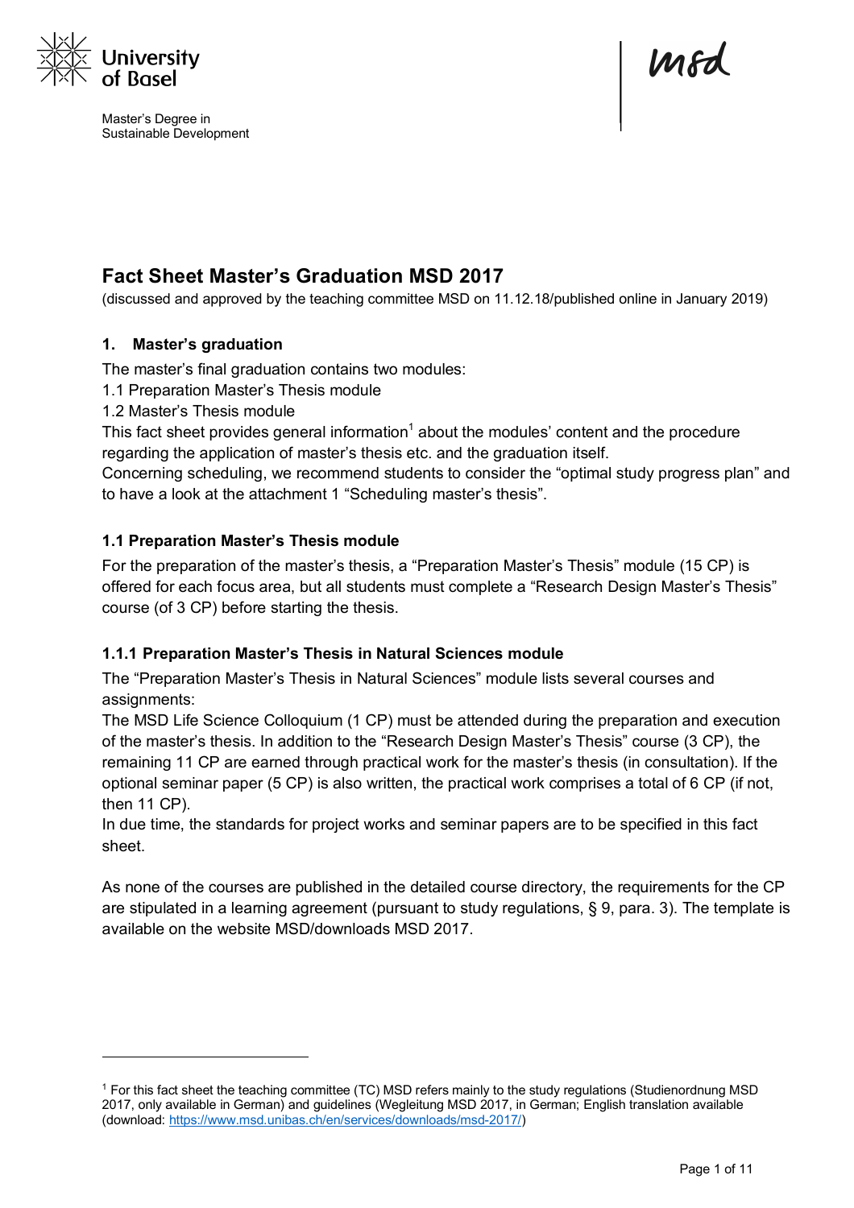University of Basel

Master's Degree in Sustainable Development

msd

# Fact Sheet Master's Graduation MSD 2017

(discussed and approved by the teaching committee MSD on 11.12.18/published online in January 2019)

## 1. Master's graduation

The master's final graduation contains two modules:
1.1 Preparation Master's Thesis module
1.2 Master's Thesis module
This fact sheet provides general information[1] about the modules' content and the procedure regarding the application of master's thesis etc. and the graduation itself.
Concerning scheduling, we recommend students to consider the "optimal study progress plan" and to have a look at the attachment 1 "Scheduling master's thesis".

### 1.1 Preparation Master's Thesis module

For the preparation of the master's thesis, a "Preparation Master's Thesis" module (15 CP) is offered for each focus area, but all students must complete a "Research Design Master's Thesis" course (of 3 CP) before starting the thesis.

#### 1.1.1 Preparation Master's Thesis in Natural Sciences module

The "Preparation Master's Thesis in Natural Sciences" module lists several courses and assignments:
The MSD Life Science Colloquium (1 CP) must be attended during the preparation and execution of the master's thesis. In addition to the "Research Design Master's Thesis" course (3 CP), the remaining 11 CP are earned through practical work for the master's thesis (in consultation). If the optional seminar paper (5 CP) is also written, the practical work comprises a total of 6 CP (if not, then 11 CP).
In due time, the standards for project works and seminar papers are to be specified in this fact sheet.

As none of the courses are published in the detailed course directory, the requirements for the CP are stipulated in a learning agreement (pursuant to study regulations, § 9, para. 3). The template is available on the website MSD/downloads MSD 2017.

---

[1] For this fact sheet the teaching committee (TC) MSD refers mainly to the study regulations (Studienordnung MSD 2017, only available in German) and guidelines (Wegleitung MSD 2017, in German; English translation available (download: https://www.msd.unibas.ch/en/services/downloads/msd-2017/)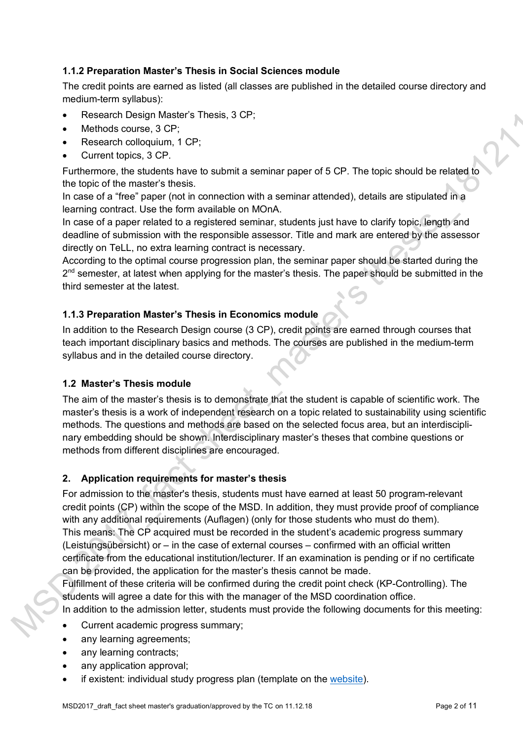### 1.1.2 Preparation Master's Thesis in Social Sciences module

The credit points are earned as listed (all classes are published in the detailed course directory and medium-term syllabus):

- Research Design Master's Thesis, 3 CP;
- Methods course, 3 CP;
- Research colloquium, 1 CP;
- Current topics, 3 CP.

Furthermore, the students have to submit a seminar paper of 5 CP. The topic should be related to the topic of the master's thesis.

In case of a "free" paper (not in connection with a seminar attended), details are stipulated in a learning contract. Use the form available on MOnA.

In case of a paper related to a registered seminar, students just have to clarify topic, length and deadline of submission with the responsible assessor. Title and mark are entered by the assessor directly on TeLL, no extra learning contract is necessary.

According to the optimal course progression plan, the seminar paper should be started during the 2nd semester, at latest when applying for the master's thesis. The paper should be submitted in the third semester at the latest.

### 1.1.3 Preparation Master's Thesis in Economics module

In addition to the Research Design course (3 CP), credit points are earned through courses that teach important disciplinary basics and methods. The courses are published in the medium-term syllabus and in the detailed course directory.

### 1.2 Master's Thesis module

The aim of the master's thesis is to demonstrate that the student is capable of scientific work. The master's thesis is a work of independent research on a topic related to sustainability using scientific methods. The questions and methods are based on the selected focus area, but an interdisciplinary embedding should be shown. Interdisciplinary master's theses that combine questions or methods from different disciplines are encouraged.

## 2. Application requirements for master's thesis

For admission to the master's thesis, students must have earned at least 50 program-relevant credit points (CP) within the scope of the MSD. In addition, they must provide proof of compliance with any additional requirements (Auflagen) (only for those students who must do them).

This means: The CP acquired must be recorded in the student's academic progress summary (Leistungsübersicht) or – in the case of external courses – confirmed with an official written certificate from the educational institution/lecturer. If an examination is pending or if no certificate can be provided, the application for the master's thesis cannot be made.

Fulfillment of these criteria will be confirmed during the credit point check (KP-Controlling). The students will agree a date for this with the manager of the MSD coordination office.

In addition to the admission letter, students must provide the following documents for this meeting:

- Current academic progress summary;
- any learning agreements;
- any learning contracts;
- any application approval;
- if existent: individual study progress plan (template on the website).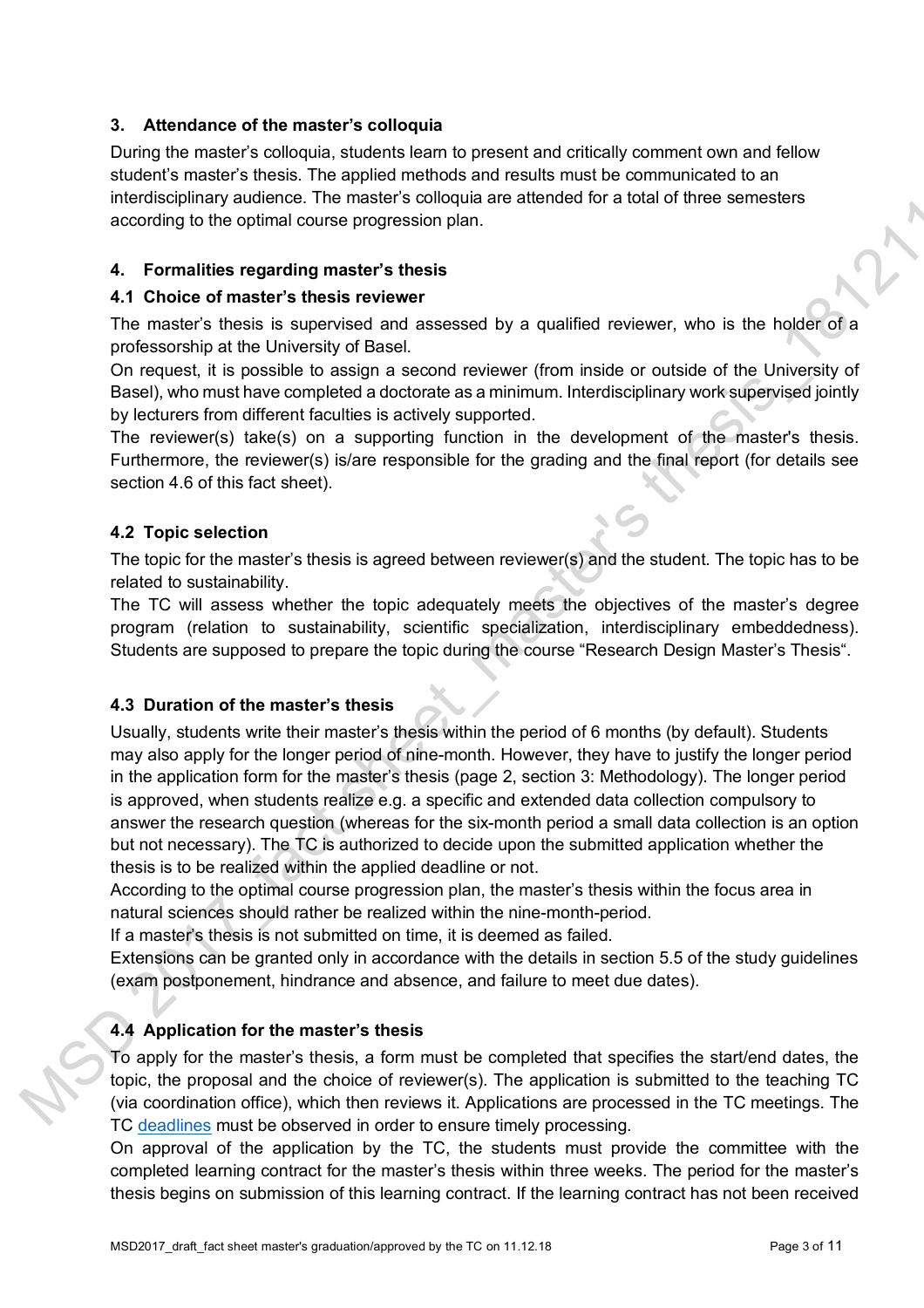## 3. Attendance of the master's colloquia

During the master's colloquia, students learn to present and critically comment own and fellow student's master's thesis. The applied methods and results must be communicated to an interdisciplinary audience. The master's colloquia are attended for a total of three semesters according to the optimal course progression plan.

## 4. Formalities regarding master's thesis

### 4.1 Choice of master's thesis reviewer

The master's thesis is supervised and assessed by a qualified reviewer, who is the holder of a professorship at the University of Basel.

On request, it is possible to assign a second reviewer (from inside or outside of the University of Basel), who must have completed a doctorate as a minimum. Interdisciplinary work supervised jointly by lecturers from different faculties is actively supported.

The reviewer(s) take(s) on a supporting function in the development of the master's thesis. Furthermore, the reviewer(s) is/are responsible for the grading and the final report (for details see section 4.6 of this fact sheet).

### 4.2 Topic selection

The topic for the master's thesis is agreed between reviewer(s) and the student. The topic has to be related to sustainability.

The TC will assess whether the topic adequately meets the objectives of the master's degree program (relation to sustainability, scientific specialization, interdisciplinary embeddedness). Students are supposed to prepare the topic during the course "Research Design Master's Thesis".

### 4.3 Duration of the master's thesis

Usually, students write their master's thesis within the period of 6 months (by default). Students may also apply for the longer period of nine-month. However, they have to justify the longer period in the application form for the master's thesis (page 2, section 3: Methodology). The longer period is approved, when students realize e.g. a specific and extended data collection compulsory to answer the research question (whereas for the six-month period a small data collection is an option but not necessary). The TC is authorized to decide upon the submitted application whether the thesis is to be realized within the applied deadline or not.

According to the optimal course progression plan, the master's thesis within the focus area in natural sciences should rather be realized within the nine-month-period.

If a master's thesis is not submitted on time, it is deemed as failed.

Extensions can be granted only in accordance with the details in section 5.5 of the study guidelines (exam postponement, hindrance and absence, and failure to meet due dates).

### 4.4 Application for the master's thesis

To apply for the master's thesis, a form must be completed that specifies the start/end dates, the topic, the proposal and the choice of reviewer(s). The application is submitted to the teaching TC (via coordination office), which then reviews it. Applications are processed in the TC meetings. The TC deadlines must be observed in order to ensure timely processing.

On approval of the application by the TC, the students must provide the committee with the completed learning contract for the master's thesis within three weeks. The period for the master's thesis begins on submission of this learning contract. If the learning contract has not been received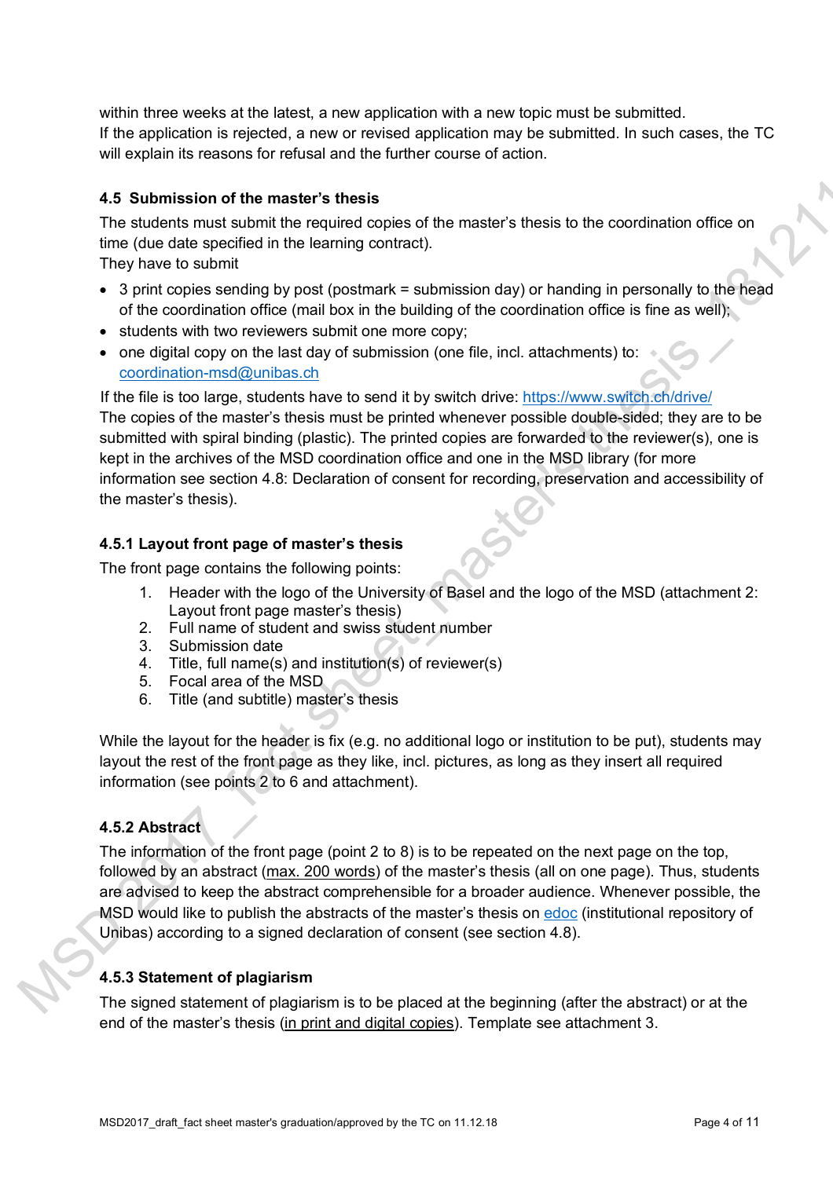within three weeks at the latest, a new application with a new topic must be submitted.
If the application is rejected, a new or revised application may be submitted. In such cases, the TC will explain its reasons for refusal and the further course of action.

### 4.5 Submission of the master's thesis

The students must submit the required copies of the master's thesis to the coordination office on time (due date specified in the learning contract).
They have to submit

- 3 print copies sending by post (postmark = submission day) or handing in personally to the head of the coordination office (mail box in the building of the coordination office is fine as well);
- students with two reviewers submit one more copy;
- one digital copy on the last day of submission (one file, incl. attachments) to: coordination-msd@unibas.ch

If the file is too large, students have to send it by switch drive: https://www.switch.ch/drive/
The copies of the master's thesis must be printed whenever possible double-sided; they are to be submitted with spiral binding (plastic). The printed copies are forwarded to the reviewer(s), one is kept in the archives of the MSD coordination office and one in the MSD library (for more information see section 4.8: Declaration of consent for recording, preservation and accessibility of the master's thesis).

#### 4.5.1 Layout front page of master's thesis

The front page contains the following points:

1. Header with the logo of the University of Basel and the logo of the MSD (attachment 2: Layout front page master's thesis)
2. Full name of student and swiss student number
3. Submission date
4. Title, full name(s) and institution(s) of reviewer(s)
5. Focal area of the MSD
6. Title (and subtitle) master's thesis

While the layout for the header is fix (e.g. no additional logo or institution to be put), students may layout the rest of the front page as they like, incl. pictures, as long as they insert all required information (see points 2 to 6 and attachment).

#### 4.5.2 Abstract

The information of the front page (point 2 to 8) is to be repeated on the next page on the top, followed by an abstract (max. 200 words) of the master's thesis (all on one page). Thus, students are advised to keep the abstract comprehensible for a broader audience. Whenever possible, the MSD would like to publish the abstracts of the master's thesis on edoc (institutional repository of Unibas) according to a signed declaration of consent (see section 4.8).

#### 4.5.3 Statement of plagiarism

The signed statement of plagiarism is to be placed at the beginning (after the abstract) or at the end of the master's thesis (in print and digital copies). Template see attachment 3.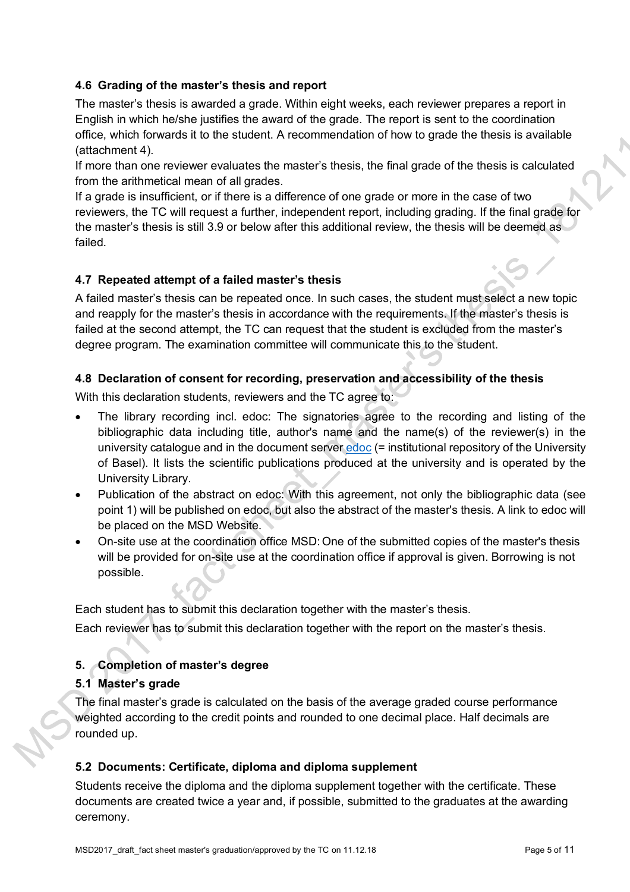### 4.6 Grading of the master's thesis and report

The master's thesis is awarded a grade. Within eight weeks, each reviewer prepares a report in English in which he/she justifies the award of the grade. The report is sent to the coordination office, which forwards it to the student. A recommendation of how to grade the thesis is available (attachment 4).

If more than one reviewer evaluates the master's thesis, the final grade of the thesis is calculated from the arithmetical mean of all grades.

If a grade is insufficient, or if there is a difference of one grade or more in the case of two reviewers, the TC will request a further, independent report, including grading. If the final grade for the master's thesis is still 3.9 or below after this additional review, the thesis will be deemed as failed.

### 4.7 Repeated attempt of a failed master's thesis

A failed master's thesis can be repeated once. In such cases, the student must select a new topic and reapply for the master's thesis in accordance with the requirements. If the master's thesis is failed at the second attempt, the TC can request that the student is excluded from the master's degree program. The examination committee will communicate this to the student.

### 4.8 Declaration of consent for recording, preservation and accessibility of the thesis

With this declaration students, reviewers and the TC agree to:

- The library recording incl. edoc: The signatories agree to the recording and listing of the bibliographic data including title, author's name and the name(s) of the reviewer(s) in the university catalogue and in the document server edoc (= institutional repository of the University of Basel). It lists the scientific publications produced at the university and is operated by the University Library.
- Publication of the abstract on edoc: With this agreement, not only the bibliographic data (see point 1) will be published on edoc, but also the abstract of the master's thesis. A link to edoc will be placed on the MSD Website.
- On-site use at the coordination office MSD: One of the submitted copies of the master's thesis will be provided for on-site use at the coordination office if approval is given. Borrowing is not possible.

Each student has to submit this declaration together with the master's thesis.

Each reviewer has to submit this declaration together with the report on the master's thesis.

## 5. Completion of master's degree

### 5.1 Master's grade

The final master's grade is calculated on the basis of the average graded course performance weighted according to the credit points and rounded to one decimal place. Half decimals are rounded up.

### 5.2 Documents: Certificate, diploma and diploma supplement

Students receive the diploma and the diploma supplement together with the certificate. These documents are created twice a year and, if possible, submitted to the graduates at the awarding ceremony.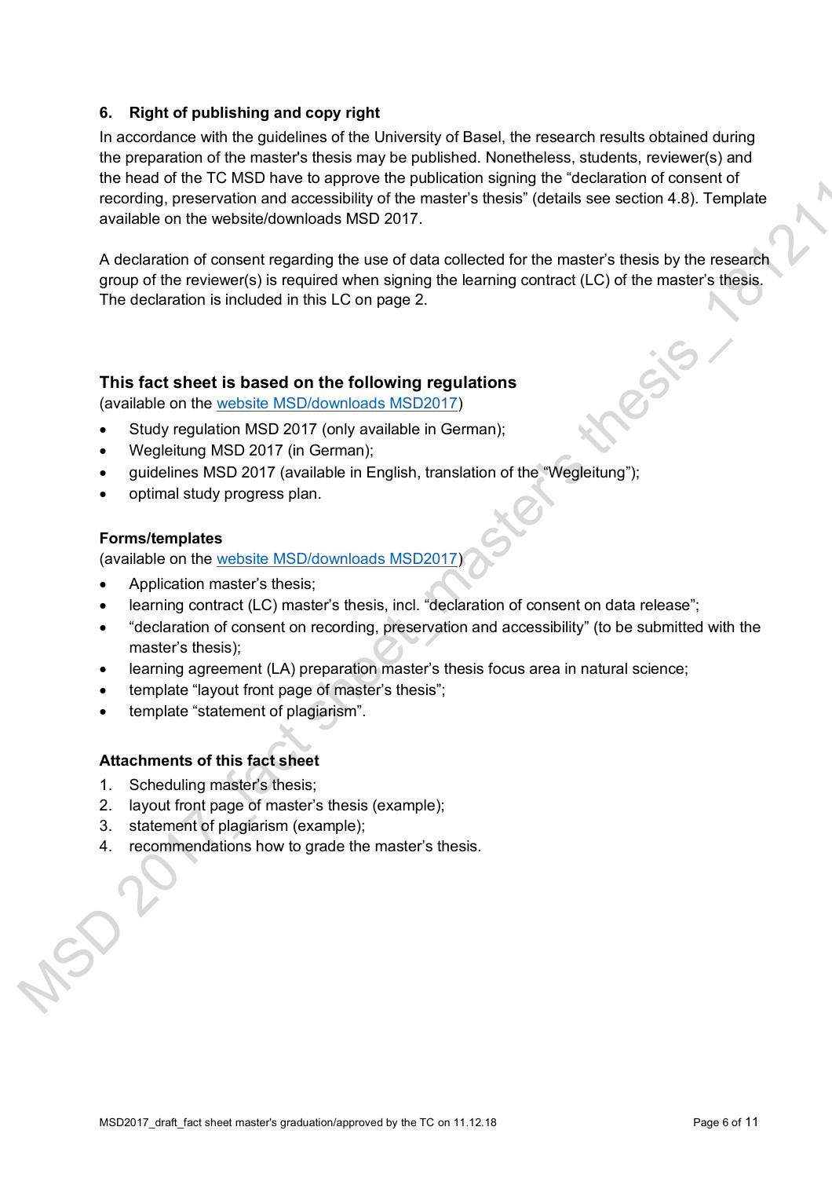## 6. Right of publishing and copy right

In accordance with the guidelines of the University of Basel, the research results obtained during the preparation of the master's thesis may be published. Nonetheless, students, reviewer(s) and the head of the TC MSD have to approve the publication signing the "declaration of consent of recording, preservation and accessibility of the master's thesis" (details see section 4.8). Template available on the website/downloads MSD 2017.

A declaration of consent regarding the use of data collected for the master's thesis by the research group of the reviewer(s) is required when signing the learning contract (LC) of the master's thesis. The declaration is included in this LC on page 2.

### This fact sheet is based on the following regulations

(available on the website MSD/downloads MSD2017)

- Study regulation MSD 2017 (only available in German);
- Wegleitung MSD 2017 (in German);
- guidelines MSD 2017 (available in English, translation of the "Wegleitung");
- optimal study progress plan.

### Forms/templates

(available on the website MSD/downloads MSD2017)

- Application master's thesis;
- learning contract (LC) master's thesis, incl. "declaration of consent on data release";
- "declaration of consent on recording, preservation and accessibility" (to be submitted with the master's thesis);
- learning agreement (LA) preparation master's thesis focus area in natural science;
- template "layout front page of master's thesis";
- template "statement of plagiarism".

### Attachments of this fact sheet

1. Scheduling master's thesis;
2. layout front page of master's thesis (example);
3. statement of plagiarism (example);
4. recommendations how to grade the master's thesis.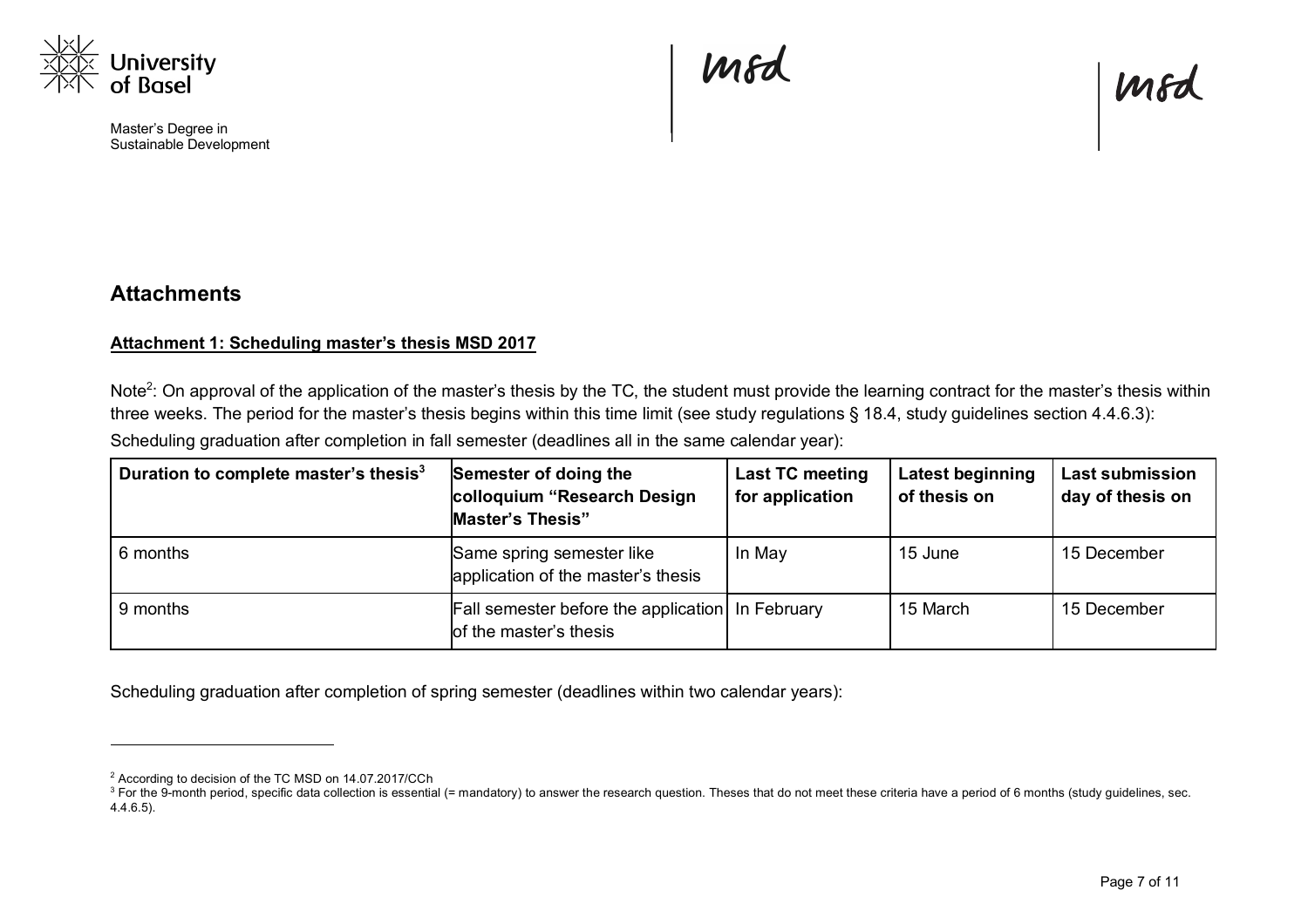## Attachments

**Attachment 1: Scheduling master's thesis MSD 2017**

Note[2]: On approval of the application of the master's thesis by the TC, the student must provide the learning contract for the master's thesis within three weeks. The period for the master's thesis begins within this time limit (see study regulations § 18.4, study guidelines section 4.4.6.3):

Scheduling graduation after completion in fall semester (deadlines all in the same calendar year):

| Duration to complete master's thesis[3] | Semester of doing the colloquium "Research Design Master's Thesis" | Last TC meeting for application | Latest beginning of thesis on | Last submission day of thesis on |
|---|---|---|---|---|
| 6 months | Same spring semester like application of the master's thesis | In May | 15 June | 15 December |
| 9 months | Fall semester before the application of the master's thesis | In February | 15 March | 15 December |

Scheduling graduation after completion of spring semester (deadlines within two calendar years):

---

[2] According to decision of the TC MSD on 14.07.2017/CCh

[3] For the 9-month period, specific data collection is essential (= mandatory) to answer the research question. Theses that do not meet these criteria have a period of 6 months (study guidelines, sec. 4.4.6.5).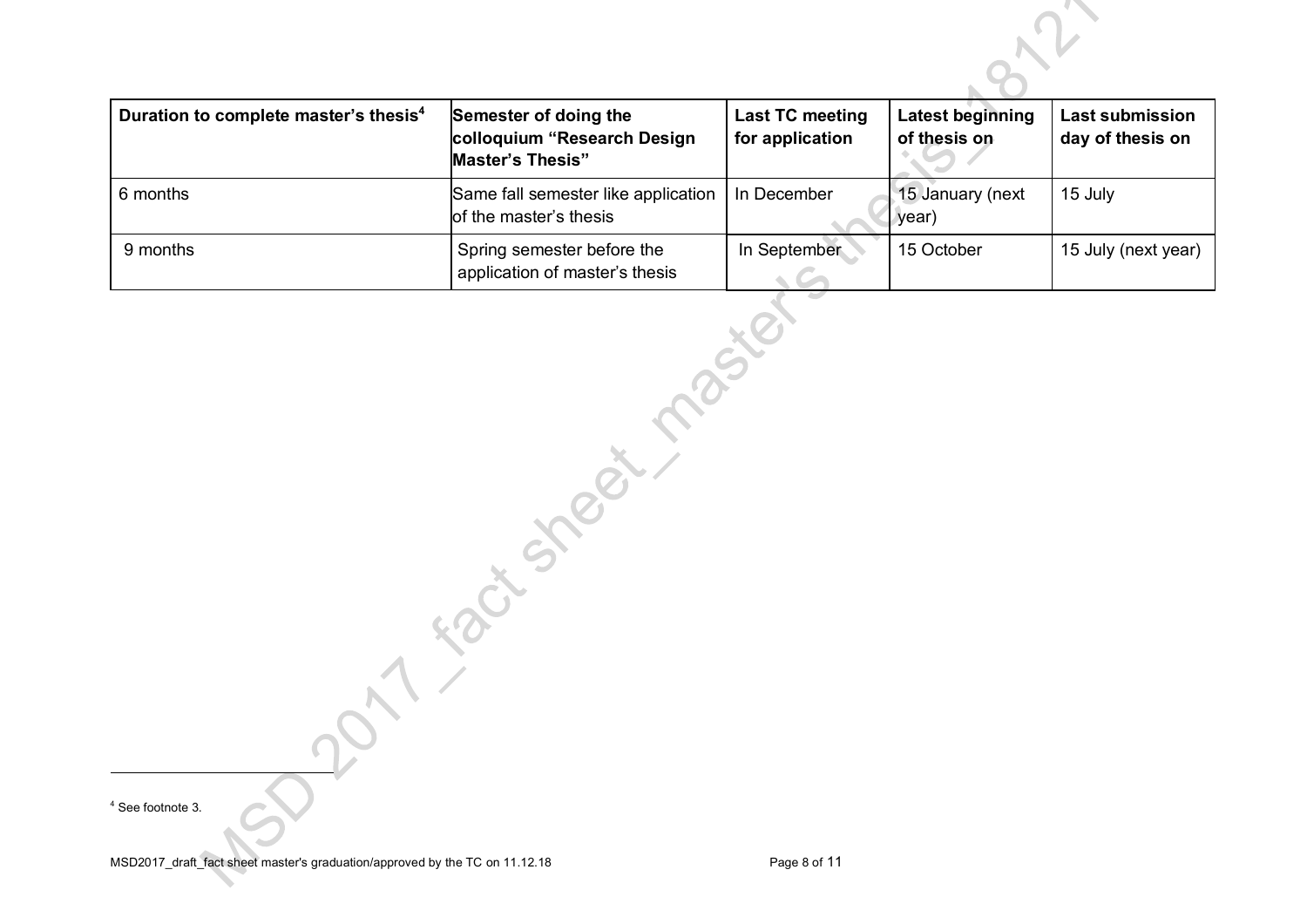| Duration to complete master's thesis[4] | Semester of doing the colloquium "Research Design Master's Thesis" | Last TC meeting for application | Latest beginning of thesis on | Last submission day of thesis on |
|---|---|---|---|---|
| 6 months | Same fall semester like application of the master's thesis | In December | 15 January (next year) | 15 July |
| 9 months | Spring semester before the application of master's thesis | In September | 15 October | 15 July (next year) |

[4] See footnote 3.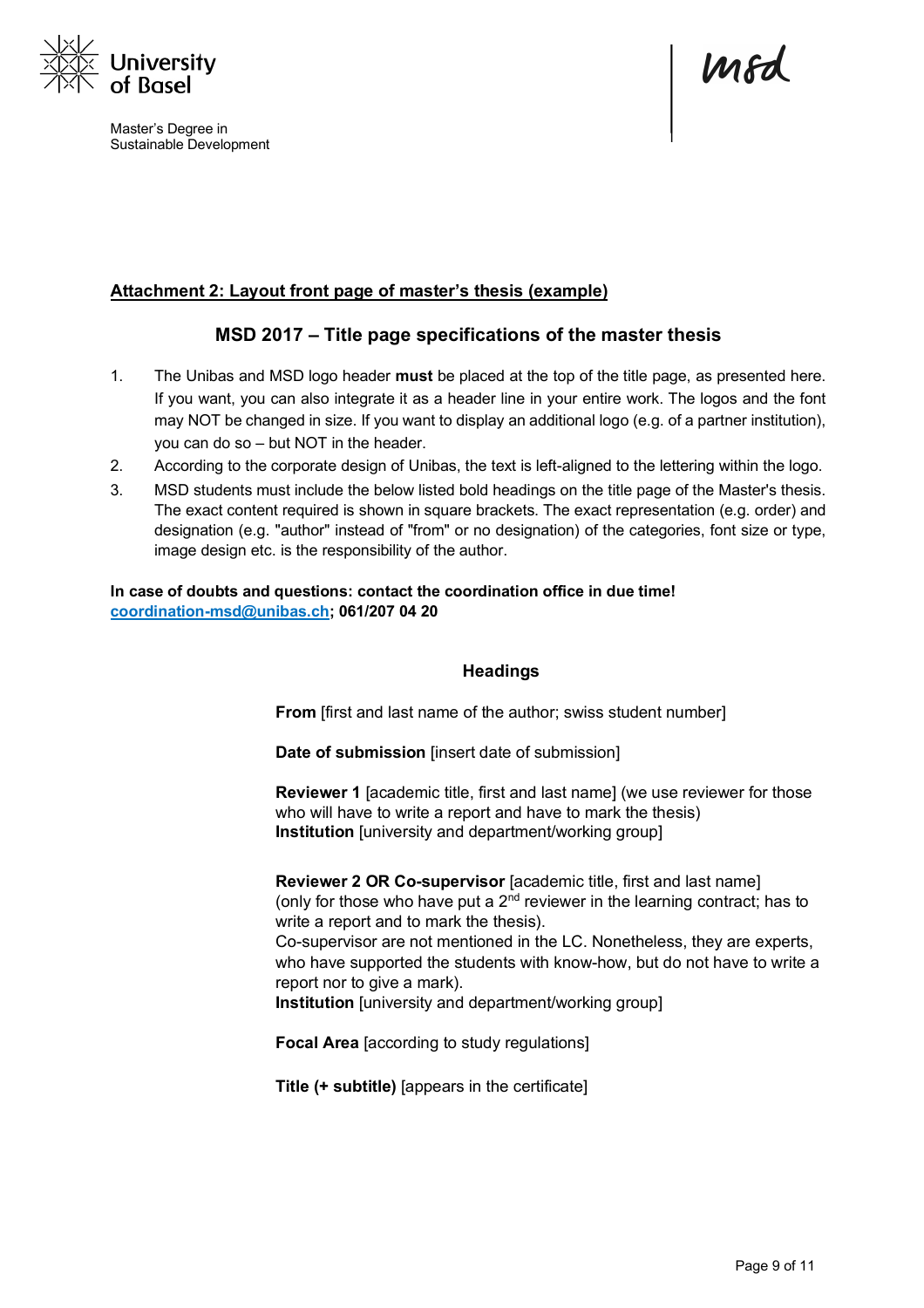University of Basel

Master's Degree in Sustainable Development

msd

**Attachment 2: Layout front page of master's thesis (example)**

## MSD 2017 – Title page specifications of the master thesis

1. The Unibas and MSD logo header **must** be placed at the top of the title page, as presented here. If you want, you can also integrate it as a header line in your entire work. The logos and the font may NOT be changed in size. If you want to display an additional logo (e.g. of a partner institution), you can do so – but NOT in the header.
2. According to the corporate design of Unibas, the text is left-aligned to the lettering within the logo.
3. MSD students must include the below listed bold headings on the title page of the Master's thesis. The exact content required is shown in square brackets. The exact representation (e.g. order) and designation (e.g. "author" instead of "from" or no designation) of the categories, font size or type, image design etc. is the responsibility of the author.

**In case of doubts and questions: contact the coordination office in due time!**
**coordination-msd@unibas.ch; 061/207 04 20**

### Headings

**From** [first and last name of the author; swiss student number]

**Date of submission** [insert date of submission]

**Reviewer 1** [academic title, first and last name] (we use reviewer for those who will have to write a report and have to mark the thesis)
**Institution** [university and department/working group]

**Reviewer 2 OR Co-supervisor** [academic title, first and last name] (only for those who have put a 2nd reviewer in the learning contract; has to write a report and to mark the thesis).
Co-supervisor are not mentioned in the LC. Nonetheless, they are experts, who have supported the students with know-how, but do not have to write a report nor to give a mark).
**Institution** [university and department/working group]

**Focal Area** [according to study regulations]

**Title (+ subtitle)** [appears in the certificate]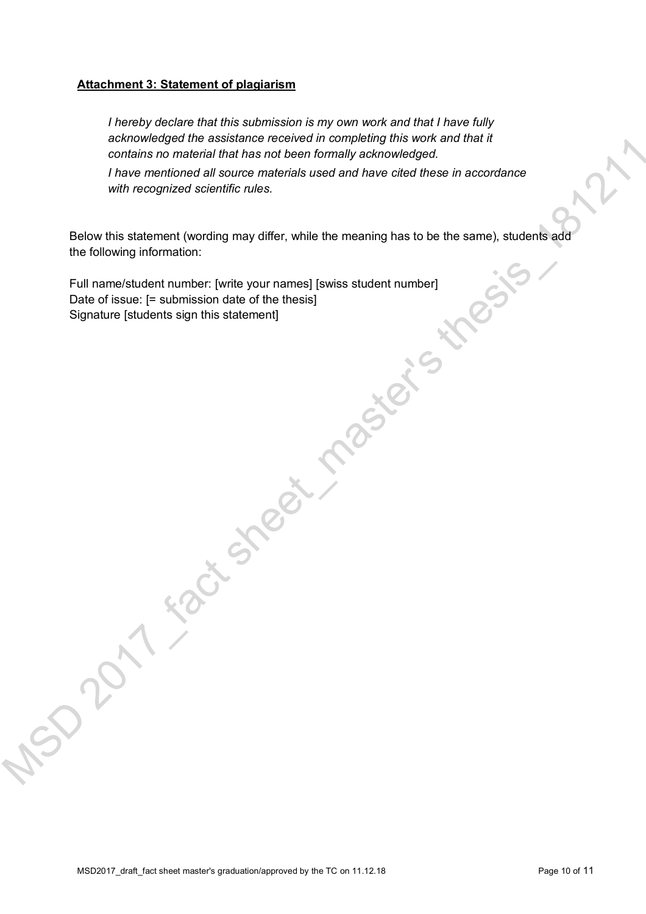**Attachment 3: Statement of plagiarism**

> *I hereby declare that this submission is my own work and that I have fully acknowledged the assistance received in completing this work and that it contains no material that has not been formally acknowledged.*
>
> *I have mentioned all source materials used and have cited these in accordance with recognized scientific rules.*

Below this statement (wording may differ, while the meaning has to be the same), students add the following information:

Full name/student number: [write your names] [swiss student number]
Date of issue: [= submission date of the thesis]
Signature [students sign this statement]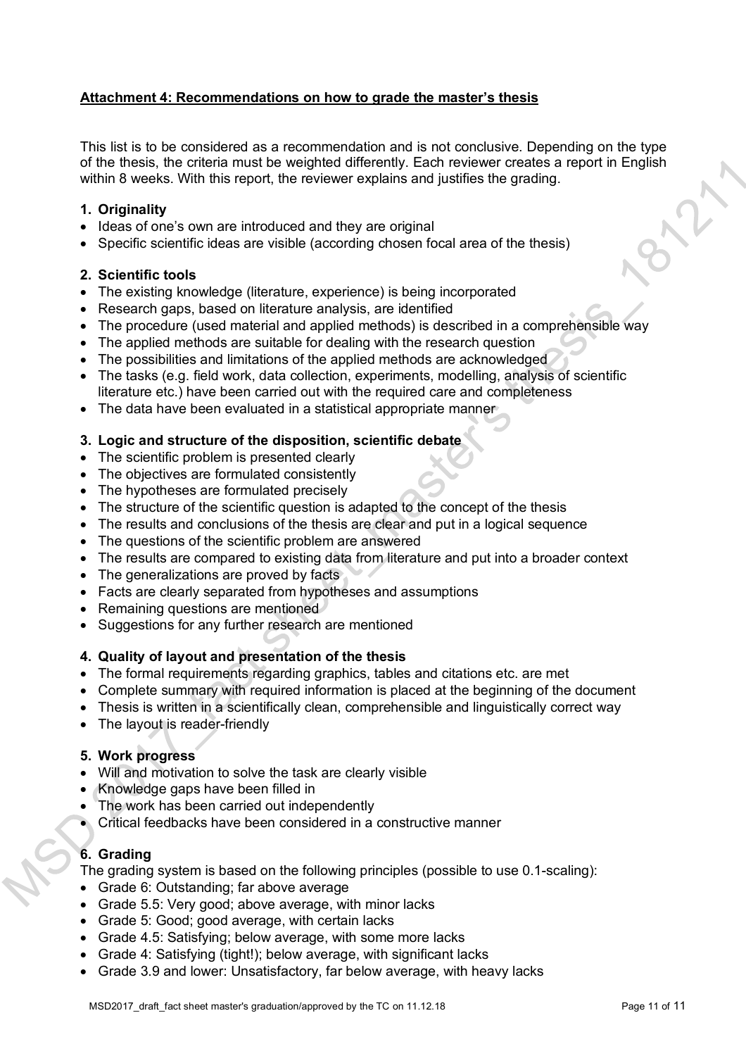**Attachment 4: Recommendations on how to grade the master's thesis**

This list is to be considered as a recommendation and is not conclusive. Depending on the type of the thesis, the criteria must be weighted differently. Each reviewer creates a report in English within 8 weeks. With this report, the reviewer explains and justifies the grading.

**1. Originality**

- Ideas of one's own are introduced and they are original
- Specific scientific ideas are visible (according chosen focal area of the thesis)

**2. Scientific tools**

- The existing knowledge (literature, experience) is being incorporated
- Research gaps, based on literature analysis, are identified
- The procedure (used material and applied methods) is described in a comprehensible way
- The applied methods are suitable for dealing with the research question
- The possibilities and limitations of the applied methods are acknowledged
- The tasks (e.g. field work, data collection, experiments, modelling, analysis of scientific literature etc.) have been carried out with the required care and completeness
- The data have been evaluated in a statistical appropriate manner

**3. Logic and structure of the disposition, scientific debate**

- The scientific problem is presented clearly
- The objectives are formulated consistently
- The hypotheses are formulated precisely
- The structure of the scientific question is adapted to the concept of the thesis
- The results and conclusions of the thesis are clear and put in a logical sequence
- The questions of the scientific problem are answered
- The results are compared to existing data from literature and put into a broader context
- The generalizations are proved by facts
- Facts are clearly separated from hypotheses and assumptions
- Remaining questions are mentioned
- Suggestions for any further research are mentioned

**4. Quality of layout and presentation of the thesis**

- The formal requirements regarding graphics, tables and citations etc. are met
- Complete summary with required information is placed at the beginning of the document
- Thesis is written in a scientifically clean, comprehensible and linguistically correct way
- The layout is reader-friendly

**5. Work progress**

- Will and motivation to solve the task are clearly visible
- Knowledge gaps have been filled in
- The work has been carried out independently
- Critical feedbacks have been considered in a constructive manner

**6. Grading**

The grading system is based on the following principles (possible to use 0.1-scaling):

- Grade 6: Outstanding; far above average
- Grade 5.5: Very good; above average, with minor lacks
- Grade 5: Good; good average, with certain lacks
- Grade 4.5: Satisfying; below average, with some more lacks
- Grade 4: Satisfying (tight!); below average, with significant lacks
- Grade 3.9 and lower: Unsatisfactory, far below average, with heavy lacks